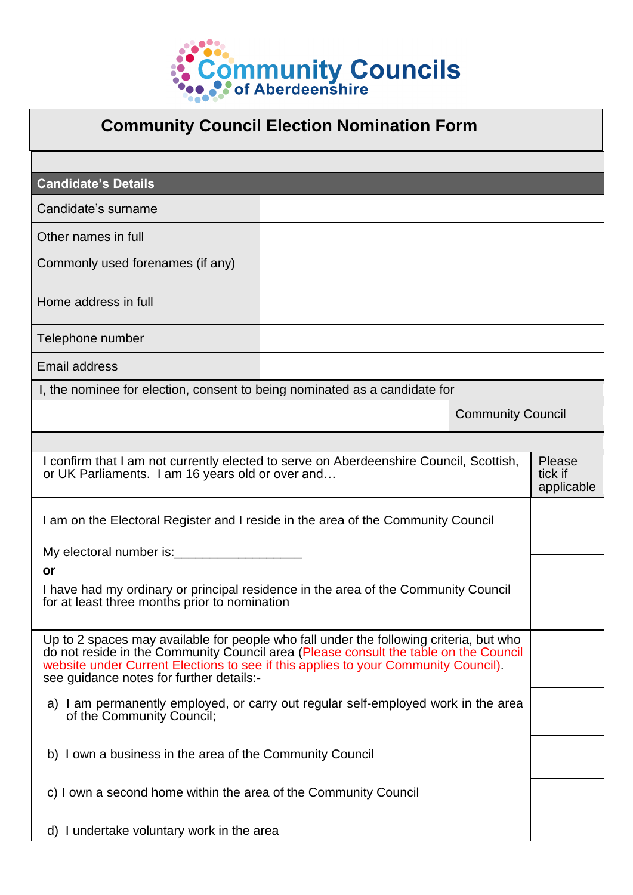Community Councils of Aberdeenshire

# Community Council Election Nomination Form

| Candidate's Details | |
|---|---|
| Candidate's surname | |
| Other names in full | |
| Commonly used forenames (if any) | |
| Home address in full | |
| Telephone number | |
| Email address | |

I, the nominee for election, consent to being nominated as a candidate for

| | Community Council |
|---|---|

| I confirm that I am not currently elected to serve on Aberdeenshire Council, Scottish, or UK Parliaments. I am 16 years old or over and… | Please tick if applicable |
|---|---|
| I am on the Electoral Register and I reside in the area of the Community Council<br><br>My electoral number is:__________________ | |
| **or**<br><br>I have had my ordinary or principal residence in the area of the Community Council for at least three months prior to nomination | |
| Up to 2 spaces may available for people who fall under the following criteria, but who do not reside in the Community Council area (Please consult the table on the Council website under Current Elections to see if this applies to your Community Council). see guidance notes for further details:- | |
| a) I am permanently employed, or carry out regular self-employed work in the area of the Community Council; | |
| b) I own a business in the area of the Community Council | |
| c) I own a second home within the area of the Community Council<br><br>d) I undertake voluntary work in the area | |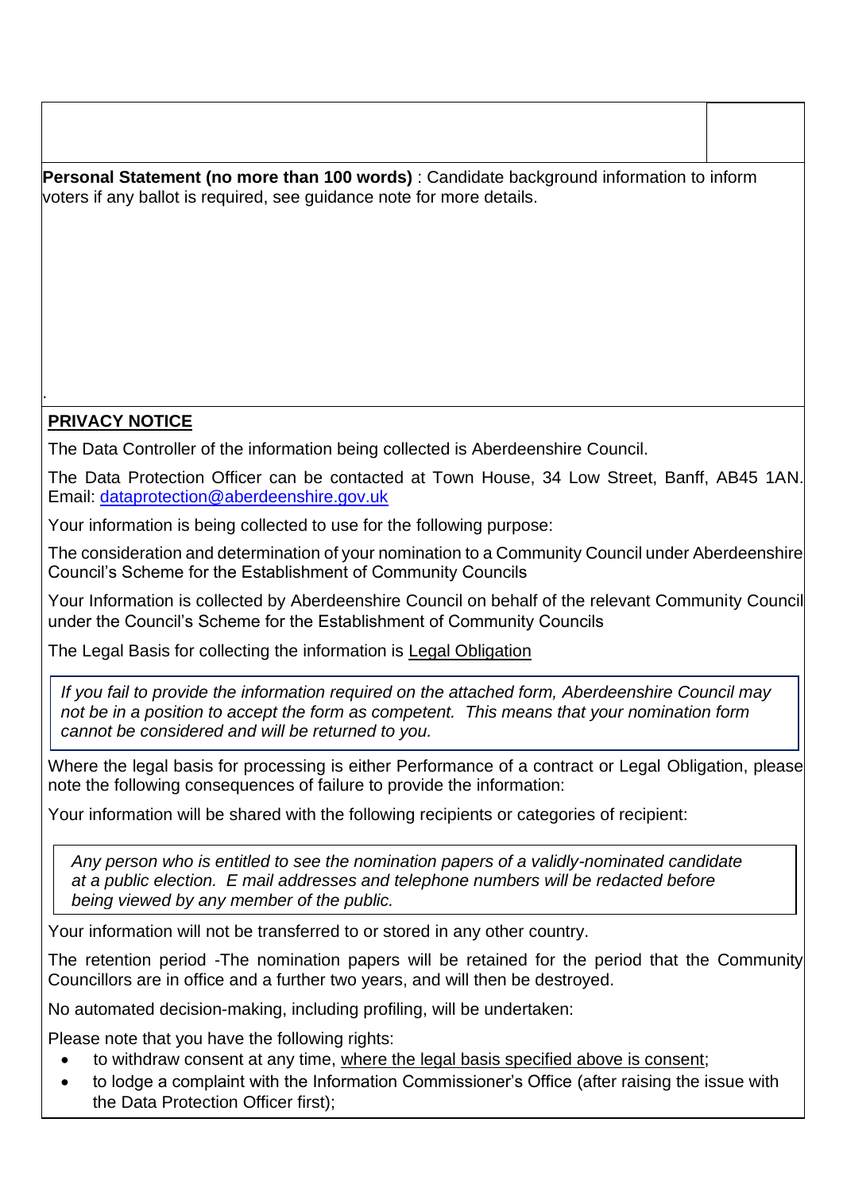**Personal Statement (no more than 100 words)** : Candidate background information to inform voters if any ballot is required, see guidance note for more details.

.

**PRIVACY NOTICE**

The Data Controller of the information being collected is Aberdeenshire Council.

The Data Protection Officer can be contacted at Town House, 34 Low Street, Banff, AB45 1AN. Email: dataprotection@aberdeenshire.gov.uk

Your information is being collected to use for the following purpose:

The consideration and determination of your nomination to a Community Council under Aberdeenshire Council's Scheme for the Establishment of Community Councils

Your Information is collected by Aberdeenshire Council on behalf of the relevant Community Council under the Council's Scheme for the Establishment of Community Councils

The Legal Basis for collecting the information is Legal Obligation

*If you fail to provide the information required on the attached form, Aberdeenshire Council may not be in a position to accept the form as competent. This means that your nomination form cannot be considered and will be returned to you.*

Where the legal basis for processing is either Performance of a contract or Legal Obligation, please note the following consequences of failure to provide the information:

Your information will be shared with the following recipients or categories of recipient:

*Any person who is entitled to see the nomination papers of a validly-nominated candidate at a public election. E mail addresses and telephone numbers will be redacted before being viewed by any member of the public.*

Your information will not be transferred to or stored in any other country.

The retention period -The nomination papers will be retained for the period that the Community Councillors are in office and a further two years, and will then be destroyed.

No automated decision-making, including profiling, will be undertaken:

Please note that you have the following rights:

- to withdraw consent at any time, where the legal basis specified above is consent;
- to lodge a complaint with the Information Commissioner's Office (after raising the issue with the Data Protection Officer first);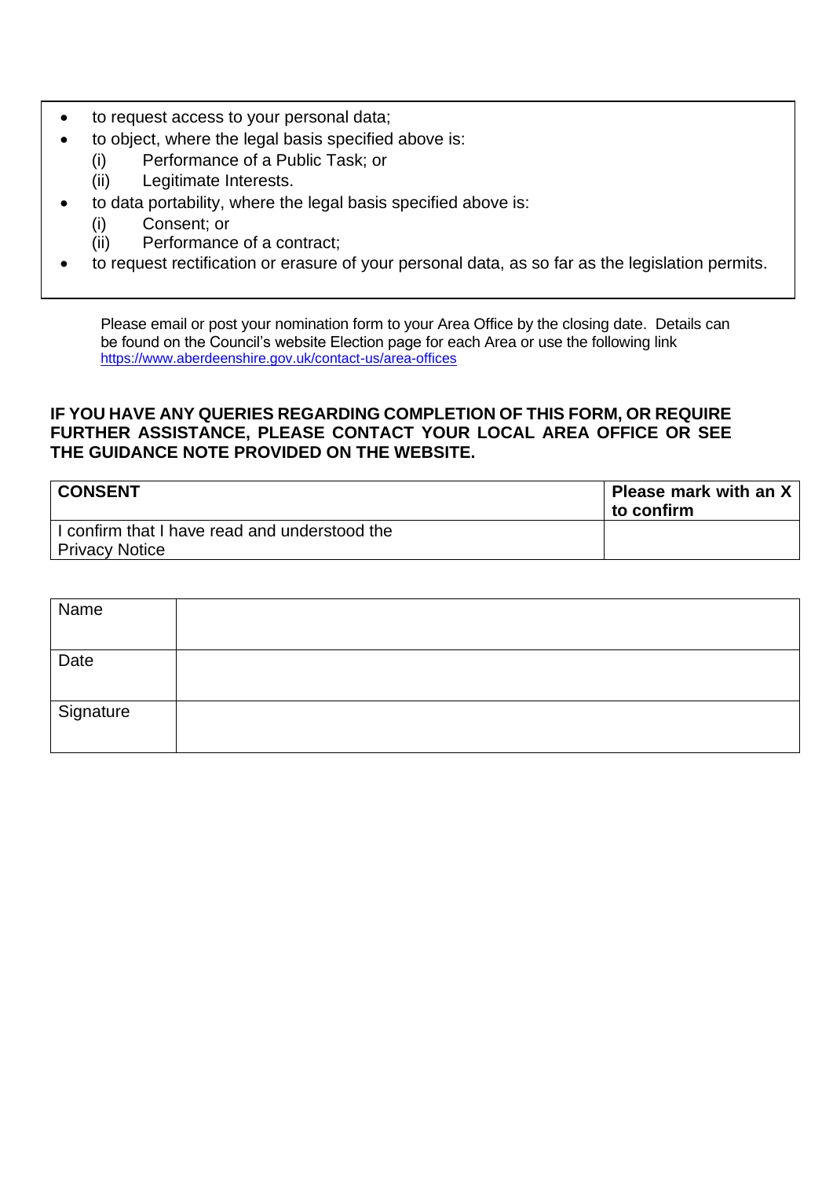- to request access to your personal data;
- to object, where the legal basis specified above is:
  - (i) Performance of a Public Task; or
  - (ii) Legitimate Interests.
- to data portability, where the legal basis specified above is:
  - (i) Consent; or
  - (ii) Performance of a contract;
- to request rectification or erasure of your personal data, as so far as the legislation permits.

Please email or post your nomination form to your Area Office by the closing date. Details can be found on the Council's website Election page for each Area or use the following link https://www.aberdeenshire.gov.uk/contact-us/area-offices

**IF YOU HAVE ANY QUERIES REGARDING COMPLETION OF THIS FORM, OR REQUIRE FURTHER ASSISTANCE, PLEASE CONTACT YOUR LOCAL AREA OFFICE OR SEE THE GUIDANCE NOTE PROVIDED ON THE WEBSITE.**

| **CONSENT** | **Please mark with an X to confirm** |
|---|---|
| I confirm that I have read and understood the Privacy Notice | |

| | |
|---|---|
| Name | |
| Date | |
| Signature | |